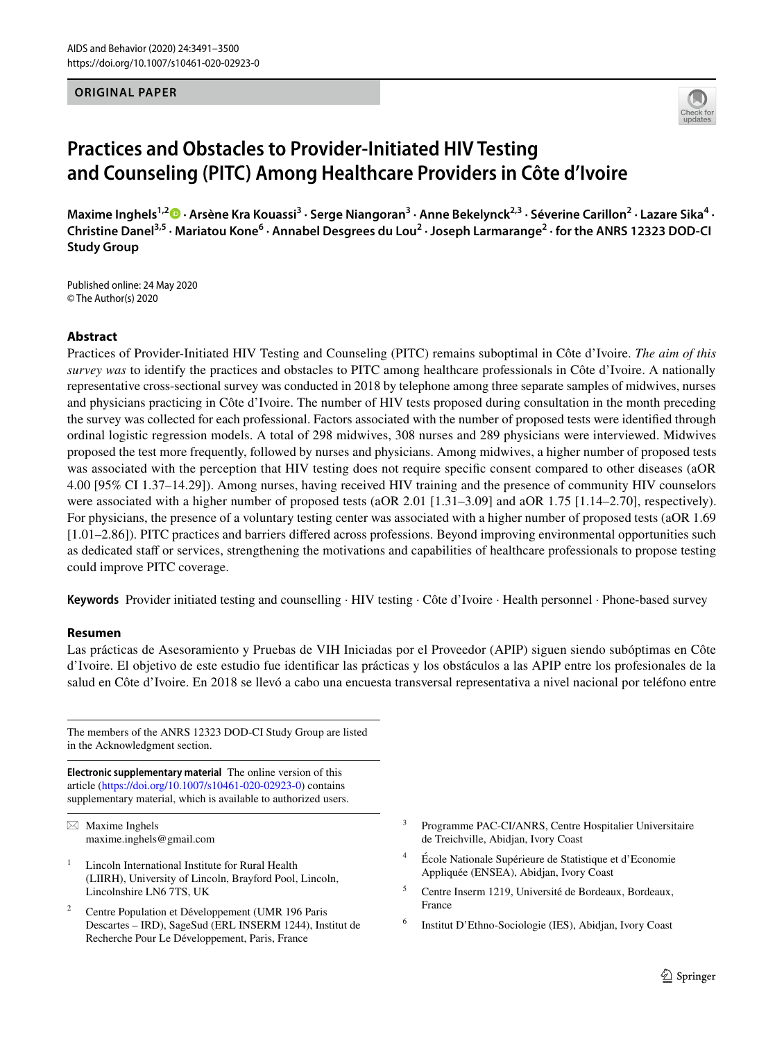ORIGINAL PAPER

# Practices and Obstacles to Provider-Initiated HIV Testing and Counseling (PITC) Among Healthcare Providers in Côte d'Ivoire

**Maxime Inghels[1,2] · Arsène Kra Kouassi[3] · Serge Niangoran[3] · Anne Bekelynck[2,3] · Séverine Carillon[2] · Lazare Sika[4] · Christine Danel[3,5] · Mariatou Kone[6] · Annabel Desgrees du Lou[2] · Joseph Larmarange[2] · for the ANRS 12323 DOD-CI Study Group**

Published online: 24 May 2020
© The Author(s) 2020

## Abstract

Practices of Provider-Initiated HIV Testing and Counseling (PITC) remains suboptimal in Côte d'Ivoire. *The aim of this survey was* to identify the practices and obstacles to PITC among healthcare professionals in Côte d'Ivoire. A nationally representative cross-sectional survey was conducted in 2018 by telephone among three separate samples of midwives, nurses and physicians practicing in Côte d'Ivoire. The number of HIV tests proposed during consultation in the month preceding the survey was collected for each professional. Factors associated with the number of proposed tests were identified through ordinal logistic regression models. A total of 298 midwives, 308 nurses and 289 physicians were interviewed. Midwives proposed the test more frequently, followed by nurses and physicians. Among midwives, a higher number of proposed tests was associated with the perception that HIV testing does not require specific consent compared to other diseases (aOR 4.00 [95% CI 1.37–14.29]). Among nurses, having received HIV training and the presence of community HIV counselors were associated with a higher number of proposed tests (aOR 2.01 [1.31–3.09] and aOR 1.75 [1.14–2.70], respectively). For physicians, the presence of a voluntary testing center was associated with a higher number of proposed tests (aOR 1.69 [1.01–2.86]). PITC practices and barriers differed across professions. Beyond improving environmental opportunities such as dedicated staff or services, strengthening the motivations and capabilities of healthcare professionals to propose testing could improve PITC coverage.

**Keywords** Provider initiated testing and counselling · HIV testing · Côte d'Ivoire · Health personnel · Phone-based survey

## Resumen

Las prácticas de Asesoramiento y Pruebas de VIH Iniciadas por el Proveedor (APIP) siguen siendo subóptimas en Côte d'Ivoire. El objetivo de este estudio fue identificar las prácticas y los obstáculos a las APIP entre los profesionales de la salud en Côte d'Ivoire. En 2018 se llevó a cabo una encuesta transversal representativa a nivel nacional por teléfono entre

---

The members of the ANRS 12323 DOD-CI Study Group are listed in the Acknowledgment section.

**Electronic supplementary material** The online version of this article (https://doi.org/10.1007/s10461-020-02923-0) contains supplementary material, which is available to authorized users.

✉ Maxime Inghels
maxime.inghels@gmail.com

1. Lincoln International Institute for Rural Health (LIIRH), University of Lincoln, Brayford Pool, Lincoln, Lincolnshire LN6 7TS, UK
2. Centre Population et Développement (UMR 196 Paris Descartes – IRD), SageSud (ERL INSERM 1244), Institut de Recherche Pour Le Développement, Paris, France
3. Programme PAC-CI/ANRS, Centre Hospitalier Universitaire de Treichville, Abidjan, Ivory Coast
4. École Nationale Supérieure de Statistique et d'Economie Appliquée (ENSEA), Abidjan, Ivory Coast
5. Centre Inserm 1219, Université de Bordeaux, Bordeaux, France
6. Institut D'Ethno-Sociologie (IES), Abidjan, Ivory Coast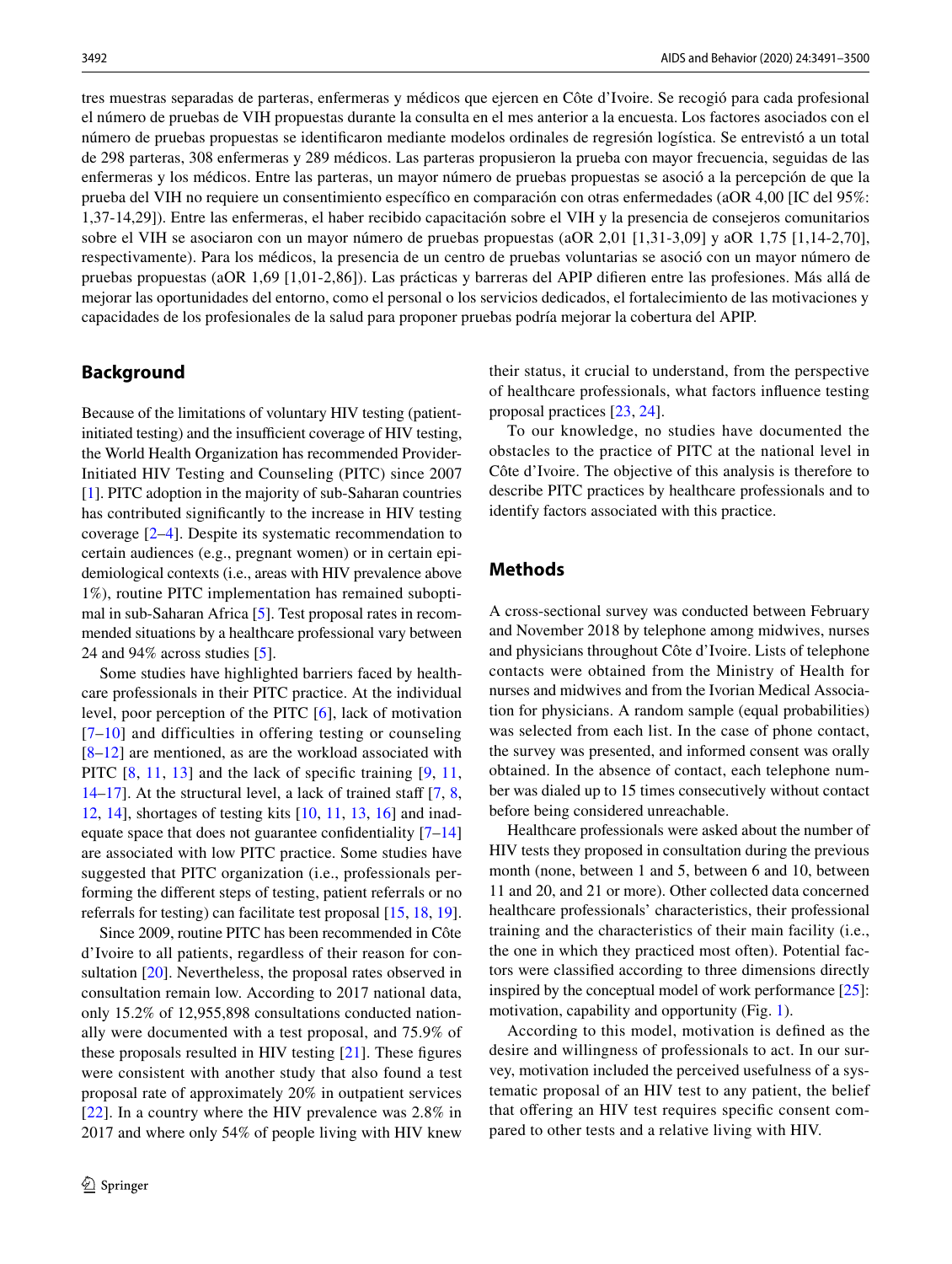tres muestras separadas de parteras, enfermeras y médicos que ejercen en Côte d'Ivoire. Se recogió para cada profesional el número de pruebas de VIH propuestas durante la consulta en el mes anterior a la encuesta. Los factores asociados con el número de pruebas propuestas se identificaron mediante modelos ordinales de regresión logística. Se entrevistó a un total de 298 parteras, 308 enfermeras y 289 médicos. Las parteras propusieron la prueba con mayor frecuencia, seguidas de las enfermeras y los médicos. Entre las parteras, un mayor número de pruebas propuestas se asoció a la percepción de que la prueba del VIH no requiere un consentimiento específico en comparación con otras enfermedades (aOR 4,00 [IC del 95%: 1,37-14,29]). Entre las enfermeras, el haber recibido capacitación sobre el VIH y la presencia de consejeros comunitarios sobre el VIH se asociaron con un mayor número de pruebas propuestas (aOR 2,01 [1,31-3,09] y aOR 1,75 [1,14-2,70], respectivamente). Para los médicos, la presencia de un centro de pruebas voluntarias se asoció con un mayor número de pruebas propuestas (aOR 1,69 [1,01-2,86]). Las prácticas y barreras del APIP difieren entre las profesiones. Más allá de mejorar las oportunidades del entorno, como el personal o los servicios dedicados, el fortalecimiento de las motivaciones y capacidades de los profesionales de la salud para proponer pruebas podría mejorar la cobertura del APIP.

## Background

Because of the limitations of voluntary HIV testing (patient-initiated testing) and the insufficient coverage of HIV testing, the World Health Organization has recommended Provider-Initiated HIV Testing and Counseling (PITC) since 2007 [1]. PITC adoption in the majority of sub-Saharan countries has contributed significantly to the increase in HIV testing coverage [2–4]. Despite its systematic recommendation to certain audiences (e.g., pregnant women) or in certain epidemiological contexts (i.e., areas with HIV prevalence above 1%), routine PITC implementation has remained suboptimal in sub-Saharan Africa [5]. Test proposal rates in recommended situations by a healthcare professional vary between 24 and 94% across studies [5].

Some studies have highlighted barriers faced by healthcare professionals in their PITC practice. At the individual level, poor perception of the PITC [6], lack of motivation [7–10] and difficulties in offering testing or counseling [8–12] are mentioned, as are the workload associated with PITC [8, 11, 13] and the lack of specific training [9, 11, 14–17]. At the structural level, a lack of trained staff [7, 8, 12, 14], shortages of testing kits [10, 11, 13, 16] and inadequate space that does not guarantee confidentiality [7–14] are associated with low PITC practice. Some studies have suggested that PITC organization (i.e., professionals performing the different steps of testing, patient referrals or no referrals for testing) can facilitate test proposal [15, 18, 19].

Since 2009, routine PITC has been recommended in Côte d'Ivoire to all patients, regardless of their reason for consultation [20]. Nevertheless, the proposal rates observed in consultation remain low. According to 2017 national data, only 15.2% of 12,955,898 consultations conducted nationally were documented with a test proposal, and 75.9% of these proposals resulted in HIV testing [21]. These figures were consistent with another study that also found a test proposal rate of approximately 20% in outpatient services [22]. In a country where the HIV prevalence was 2.8% in 2017 and where only 54% of people living with HIV knew their status, it crucial to understand, from the perspective of healthcare professionals, what factors influence testing proposal practices [23, 24].

To our knowledge, no studies have documented the obstacles to the practice of PITC at the national level in Côte d'Ivoire. The objective of this analysis is therefore to describe PITC practices by healthcare professionals and to identify factors associated with this practice.

## Methods

A cross-sectional survey was conducted between February and November 2018 by telephone among midwives, nurses and physicians throughout Côte d'Ivoire. Lists of telephone contacts were obtained from the Ministry of Health for nurses and midwives and from the Ivorian Medical Association for physicians. A random sample (equal probabilities) was selected from each list. In the case of phone contact, the survey was presented, and informed consent was orally obtained. In the absence of contact, each telephone number was dialed up to 15 times consecutively without contact before being considered unreachable.

Healthcare professionals were asked about the number of HIV tests they proposed in consultation during the previous month (none, between 1 and 5, between 6 and 10, between 11 and 20, and 21 or more). Other collected data concerned healthcare professionals' characteristics, their professional training and the characteristics of their main facility (i.e., the one in which they practiced most often). Potential factors were classified according to three dimensions directly inspired by the conceptual model of work performance [25]: motivation, capability and opportunity (Fig. 1).

According to this model, motivation is defined as the desire and willingness of professionals to act. In our survey, motivation included the perceived usefulness of a systematic proposal of an HIV test to any patient, the belief that offering an HIV test requires specific consent compared to other tests and a relative living with HIV.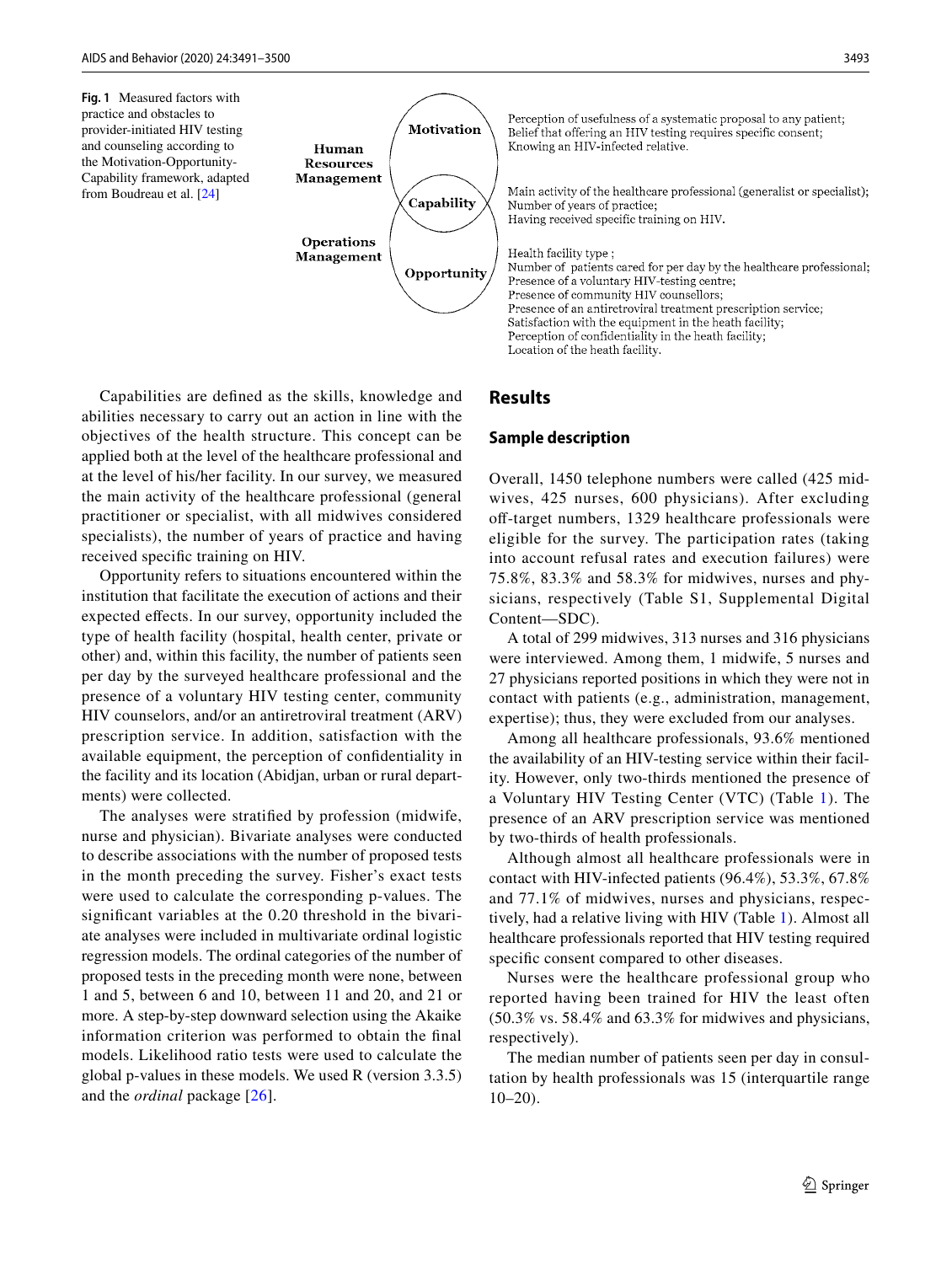**Fig. 1** Measured factors with practice and obstacles to provider-initiated HIV testing and counseling according to the Motivation-Opportunity-Capability framework, adapted from Boudreau et al. [24]

**Human Resources Management**

**Operations Management**

**Motivation**: Perception of usefulness of a systematic proposal to any patient; Belief that offering an HIV testing requires specific consent; Knowing an HIV-infected relative.

**Capability**: Main activity of the healthcare professional (generalist or specialist); Number of years of practice; Having received specific training on HIV.

**Opportunity**: Health facility type ; Number of patients cared for per day by the healthcare professional; Presence of a voluntary HIV-testing centre; Presence of community HIV counsellors; Presence of an antiretroviral treatment prescription service; Satisfaction with the equipment in the heath facility; Perception of confidentiality in the heath facility; Location of the heath facility.

Capabilities are defined as the skills, knowledge and abilities necessary to carry out an action in line with the objectives of the health structure. This concept can be applied both at the level of the healthcare professional and at the level of his/her facility. In our survey, we measured the main activity of the healthcare professional (general practitioner or specialist, with all midwives considered specialists), the number of years of practice and having received specific training on HIV.

Opportunity refers to situations encountered within the institution that facilitate the execution of actions and their expected effects. In our survey, opportunity included the type of health facility (hospital, health center, private or other) and, within this facility, the number of patients seen per day by the surveyed healthcare professional and the presence of a voluntary HIV testing center, community HIV counselors, and/or an antiretroviral treatment (ARV) prescription service. In addition, satisfaction with the available equipment, the perception of confidentiality in the facility and its location (Abidjan, urban or rural departments) were collected.

The analyses were stratified by profession (midwife, nurse and physician). Bivariate analyses were conducted to describe associations with the number of proposed tests in the month preceding the survey. Fisher's exact tests were used to calculate the corresponding p-values. The significant variables at the 0.20 threshold in the bivariate analyses were included in multivariate ordinal logistic regression models. The ordinal categories of the number of proposed tests in the preceding month were none, between 1 and 5, between 6 and 10, between 11 and 20, and 21 or more. A step-by-step downward selection using the Akaike information criterion was performed to obtain the final models. Likelihood ratio tests were used to calculate the global p-values in these models. We used R (version 3.3.5) and the *ordinal* package [26].

## Results

### Sample description

Overall, 1450 telephone numbers were called (425 midwives, 425 nurses, 600 physicians). After excluding off-target numbers, 1329 healthcare professionals were eligible for the survey. The participation rates (taking into account refusal rates and execution failures) were 75.8%, 83.3% and 58.3% for midwives, nurses and physicians, respectively (Table S1, Supplemental Digital Content—SDC).

A total of 299 midwives, 313 nurses and 316 physicians were interviewed. Among them, 1 midwife, 5 nurses and 27 physicians reported positions in which they were not in contact with patients (e.g., administration, management, expertise); thus, they were excluded from our analyses.

Among all healthcare professionals, 93.6% mentioned the availability of an HIV-testing service within their facility. However, only two-thirds mentioned the presence of a Voluntary HIV Testing Center (VTC) (Table 1). The presence of an ARV prescription service was mentioned by two-thirds of health professionals.

Although almost all healthcare professionals were in contact with HIV-infected patients (96.4%), 53.3%, 67.8% and 77.1% of midwives, nurses and physicians, respectively, had a relative living with HIV (Table 1). Almost all healthcare professionals reported that HIV testing required specific consent compared to other diseases.

Nurses were the healthcare professional group who reported having been trained for HIV the least often (50.3% vs. 58.4% and 63.3% for midwives and physicians, respectively).

The median number of patients seen per day in consultation by health professionals was 15 (interquartile range 10–20).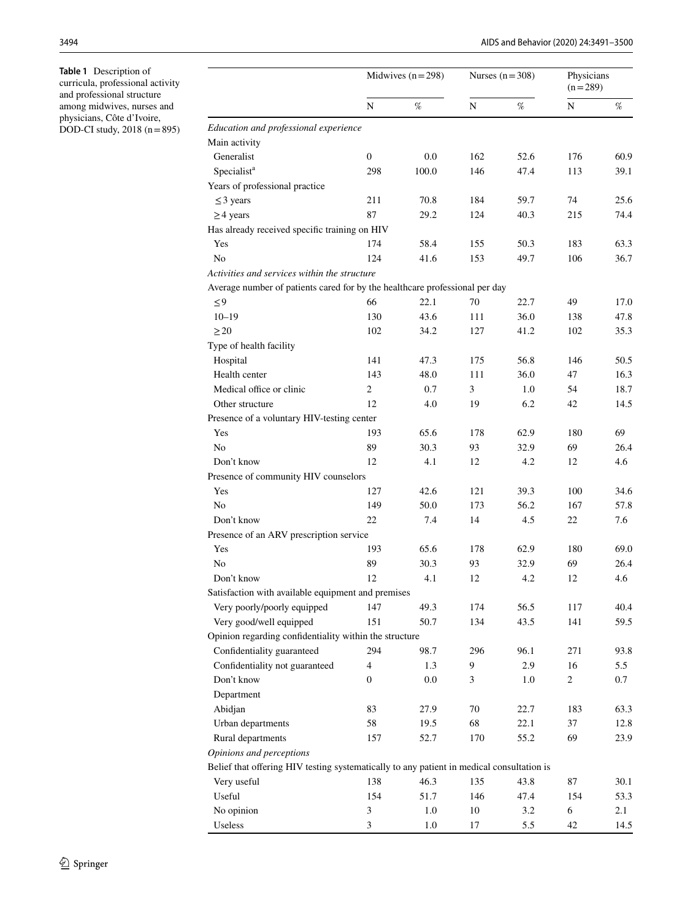**Table 1** Description of curricula, professional activity and professional structure among midwives, nurses and physicians, Côte d'Ivoire, DOD-CI study, 2018 (n = 895)

| | Midwives (n = 298) | | Nurses (n = 308) | | Physicians (n = 289) | |
|---|---|---|---|---|---|---|
| | N | % | N | % | N | % |
| *Education and professional experience* | | | | | | |
| Main activity | | | | | | |
| Generalist | 0 | 0.0 | 162 | 52.6 | 176 | 60.9 |
| Specialist[a] | 298 | 100.0 | 146 | 47.4 | 113 | 39.1 |
| Years of professional practice | | | | | | |
| ≤ 3 years | 211 | 70.8 | 184 | 59.7 | 74 | 25.6 |
| ≥ 4 years | 87 | 29.2 | 124 | 40.3 | 215 | 74.4 |
| Has already received specific training on HIV | | | | | | |
| Yes | 174 | 58.4 | 155 | 50.3 | 183 | 63.3 |
| No | 124 | 41.6 | 153 | 49.7 | 106 | 36.7 |
| *Activities and services within the structure* | | | | | | |
| Average number of patients cared for by the healthcare professional per day | | | | | | |
| ≤ 9 | 66 | 22.1 | 70 | 22.7 | 49 | 17.0 |
| 10–19 | 130 | 43.6 | 111 | 36.0 | 138 | 47.8 |
| ≥ 20 | 102 | 34.2 | 127 | 41.2 | 102 | 35.3 |
| Type of health facility | | | | | | |
| Hospital | 141 | 47.3 | 175 | 56.8 | 146 | 50.5 |
| Health center | 143 | 48.0 | 111 | 36.0 | 47 | 16.3 |
| Medical office or clinic | 2 | 0.7 | 3 | 1.0 | 54 | 18.7 |
| Other structure | 12 | 4.0 | 19 | 6.2 | 42 | 14.5 |
| Presence of a voluntary HIV-testing center | | | | | | |
| Yes | 193 | 65.6 | 178 | 62.9 | 180 | 69 |
| No | 89 | 30.3 | 93 | 32.9 | 69 | 26.4 |
| Don't know | 12 | 4.1 | 12 | 4.2 | 12 | 4.6 |
| Presence of community HIV counselors | | | | | | |
| Yes | 127 | 42.6 | 121 | 39.3 | 100 | 34.6 |
| No | 149 | 50.0 | 173 | 56.2 | 167 | 57.8 |
| Don't know | 22 | 7.4 | 14 | 4.5 | 22 | 7.6 |
| Presence of an ARV prescription service | | | | | | |
| Yes | 193 | 65.6 | 178 | 62.9 | 180 | 69.0 |
| No | 89 | 30.3 | 93 | 32.9 | 69 | 26.4 |
| Don't know | 12 | 4.1 | 12 | 4.2 | 12 | 4.6 |
| Satisfaction with available equipment and premises | | | | | | |
| Very poorly/poorly equipped | 147 | 49.3 | 174 | 56.5 | 117 | 40.4 |
| Very good/well equipped | 151 | 50.7 | 134 | 43.5 | 141 | 59.5 |
| Opinion regarding confidentiality within the structure | | | | | | |
| Confidentiality guaranteed | 294 | 98.7 | 296 | 96.1 | 271 | 93.8 |
| Confidentiality not guaranteed | 4 | 1.3 | 9 | 2.9 | 16 | 5.5 |
| Don't know | 0 | 0.0 | 3 | 1.0 | 2 | 0.7 |
| Department | | | | | | |
| Abidjan | 83 | 27.9 | 70 | 22.7 | 183 | 63.3 |
| Urban departments | 58 | 19.5 | 68 | 22.1 | 37 | 12.8 |
| Rural departments | 157 | 52.7 | 170 | 55.2 | 69 | 23.9 |
| *Opinions and perceptions* | | | | | | |
| Belief that offering HIV testing systematically to any patient in medical consultation is | | | | | | |
| Very useful | 138 | 46.3 | 135 | 43.8 | 87 | 30.1 |
| Useful | 154 | 51.7 | 146 | 47.4 | 154 | 53.3 |
| No opinion | 3 | 1.0 | 10 | 3.2 | 6 | 2.1 |
| Useless | 3 | 1.0 | 17 | 5.5 | 42 | 14.5 |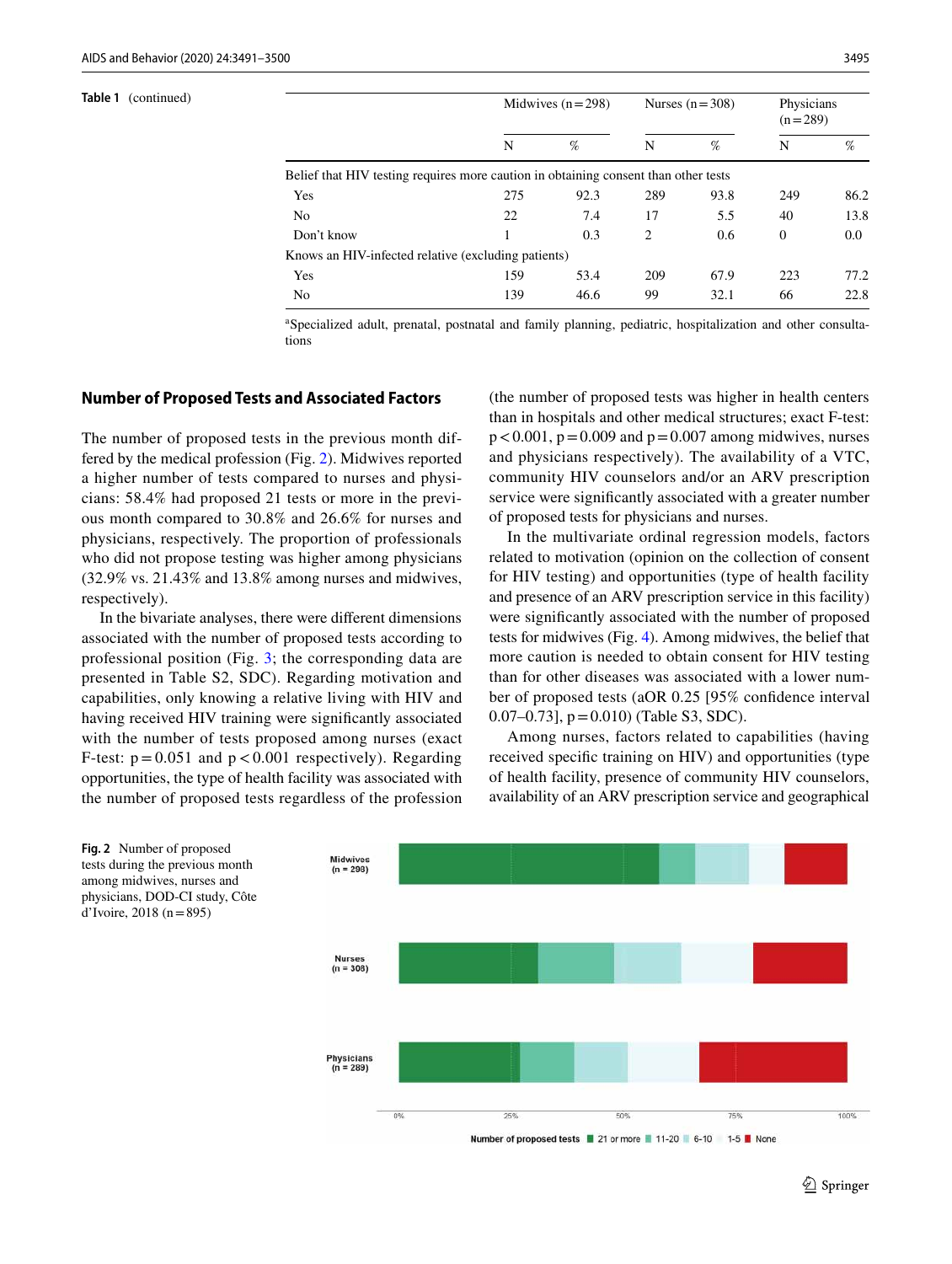**Table 1** (continued)

| | Midwives (n = 298) | | Nurses (n = 308) | | Physicians (n = 289) | |
|---|---|---|---|---|---|---|
| | N | % | N | % | N | % |
| Belief that HIV testing requires more caution in obtaining consent than other tests | | | | | | |
| Yes | 275 | 92.3 | 289 | 93.8 | 249 | 86.2 |
| No | 22 | 7.4 | 17 | 5.5 | 40 | 13.8 |
| Don't know | 1 | 0.3 | 2 | 0.6 | 0 | 0.0 |
| Knows an HIV-infected relative (excluding patients) | | | | | | |
| Yes | 159 | 53.4 | 209 | 67.9 | 223 | 77.2 |
| No | 139 | 46.6 | 99 | 32.1 | 66 | 22.8 |

[a]Specialized adult, prenatal, postnatal and family planning, pediatric, hospitalization and other consultations

### Number of Proposed Tests and Associated Factors

The number of proposed tests in the previous month differed by the medical profession (Fig. 2). Midwives reported a higher number of tests compared to nurses and physicians: 58.4% had proposed 21 tests or more in the previous month compared to 30.8% and 26.6% for nurses and physicians, respectively. The proportion of professionals who did not propose testing was higher among physicians (32.9% vs. 21.43% and 13.8% among nurses and midwives, respectively).

In the bivariate analyses, there were different dimensions associated with the number of proposed tests according to professional position (Fig. 3; the corresponding data are presented in Table S2, SDC). Regarding motivation and capabilities, only knowing a relative living with HIV and having received HIV training were significantly associated with the number of tests proposed among nurses (exact F-test: $p = 0.051$ and $p < 0.001$ respectively). Regarding opportunities, the type of health facility was associated with the number of proposed tests regardless of the profession (the number of proposed tests was higher in health centers than in hospitals and other medical structures; exact F-test: $p < 0.001$, $p = 0.009$ and $p = 0.007$ among midwives, nurses and physicians respectively). The availability of a VTC, community HIV counselors and/or an ARV prescription service were significantly associated with a greater number of proposed tests for physicians and nurses.

In the multivariate ordinal regression models, factors related to motivation (opinion on the collection of consent for HIV testing) and opportunities (type of health facility and presence of an ARV prescription service in this facility) were significantly associated with the number of proposed tests for midwives (Fig. 4). Among midwives, the belief that more caution is needed to obtain consent for HIV testing than for other diseases was associated with a lower number of proposed tests (aOR 0.25 [95% confidence interval 0.07–0.73], $p = 0.010$) (Table S3, SDC).

Among nurses, factors related to capabilities (having received specific training on HIV) and opportunities (type of health facility, presence of community HIV counselors, availability of an ARV prescription service and geographical

**Fig. 2** Number of proposed tests during the previous month among midwives, nurses and physicians, DOD-CI study, Côte d'Ivoire, 2018 (n = 895)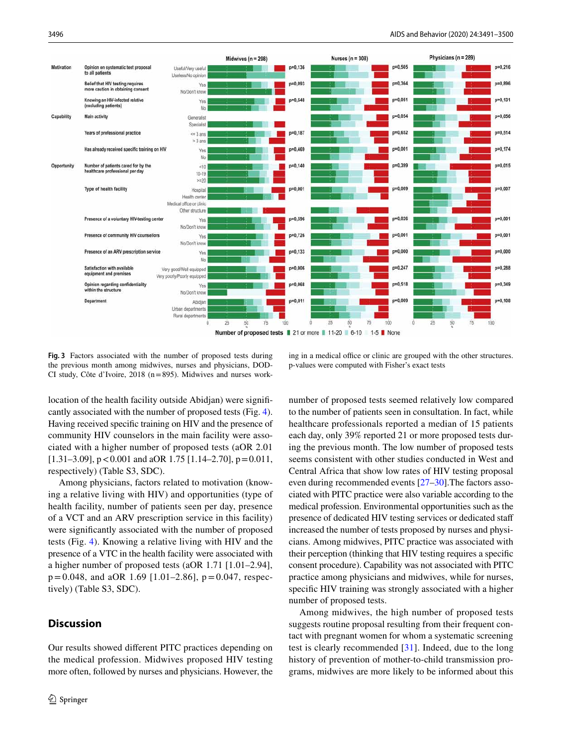**Fig. 3** Factors associated with the number of proposed tests during the previous month among midwives, nurses and physicians, DOD-CI study, Côte d'Ivoire, 2018 (n = 895). Midwives and nurses working in a medical office or clinic are grouped with the other structures. p-values were computed with Fisher's exact tests

location of the health facility outside Abidjan) were significantly associated with the number of proposed tests (Fig. 4). Having received specific training on HIV and the presence of community HIV counselors in the main facility were associated with a higher number of proposed tests (aOR 2.01 [1.31–3.09], $p < 0.001$ and aOR 1.75 [1.14–2.70], $p = 0.011$, respectively) (Table S3, SDC).

Among physicians, factors related to motivation (knowing a relative living with HIV) and opportunities (type of health facility, number of patients seen per day, presence of a VCT and an ARV prescription service in this facility) were significantly associated with the number of proposed tests (Fig. 4). Knowing a relative living with HIV and the presence of a VTC in the health facility were associated with a higher number of proposed tests (aOR 1.71 [1.01–2.94], $p = 0.048$, and aOR 1.69 [1.01–2.86], $p = 0.047$, respectively) (Table S3, SDC).

## Discussion

Our results showed different PITC practices depending on the medical profession. Midwives proposed HIV testing more often, followed by nurses and physicians. However, the number of proposed tests seemed relatively low compared to the number of patients seen in consultation. In fact, while healthcare professionals reported a median of 15 patients each day, only 39% reported 21 or more proposed tests during the previous month. The low number of proposed tests seems consistent with other studies conducted in West and Central Africa that show low rates of HIV testing proposal even during recommended events [27–30].The factors associated with PITC practice were also variable according to the medical profession. Environmental opportunities such as the presence of dedicated HIV testing services or dedicated staff increased the number of tests proposed by nurses and physicians. Among midwives, PITC practice was associated with their perception (thinking that HIV testing requires a specific consent procedure). Capability was not associated with PITC practice among physicians and midwives, while for nurses, specific HIV training was strongly associated with a higher number of proposed tests.

Among midwives, the high number of proposed tests suggests routine proposal resulting from their frequent contact with pregnant women for whom a systematic screening test is clearly recommended [31]. Indeed, due to the long history of prevention of mother-to-child transmission programs, midwives are more likely to be informed about this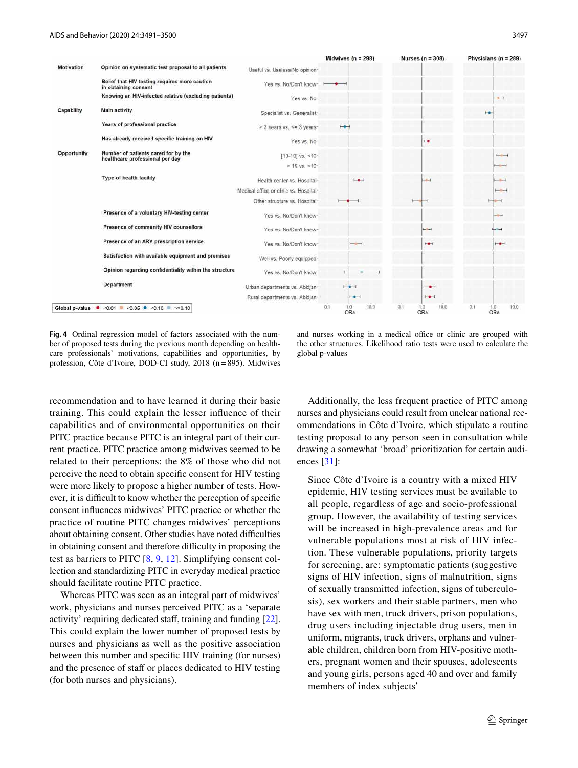**Fig. 4** Ordinal regression model of factors associated with the number of proposed tests during the previous month depending on healthcare professionals' motivations, capabilities and opportunities, by profession, Côte d'Ivoire, DOD-CI study, 2018 (n = 895). Midwives and nurses working in a medical office or clinic are grouped with the other structures. Likelihood ratio tests were used to calculate the global p-values

recommendation and to have learned it during their basic training. This could explain the lesser influence of their capabilities and of environmental opportunities on their PITC practice because PITC is an integral part of their current practice. PITC practice among midwives seemed to be related to their perceptions: the 8% of those who did not perceive the need to obtain specific consent for HIV testing were more likely to propose a higher number of tests. However, it is difficult to know whether the perception of specific consent influences midwives' PITC practice or whether the practice of routine PITC changes midwives' perceptions about obtaining consent. Other studies have noted difficulties in obtaining consent and therefore difficulty in proposing the test as barriers to PITC [8, 9, 12]. Simplifying consent collection and standardizing PITC in everyday medical practice should facilitate routine PITC practice.

Whereas PITC was seen as an integral part of midwives' work, physicians and nurses perceived PITC as a 'separate activity' requiring dedicated staff, training and funding [22]. This could explain the lower number of proposed tests by nurses and physicians as well as the positive association between this number and specific HIV training (for nurses) and the presence of staff or places dedicated to HIV testing (for both nurses and physicians).

Additionally, the less frequent practice of PITC among nurses and physicians could result from unclear national recommendations in Côte d'Ivoire, which stipulate a routine testing proposal to any person seen in consultation while drawing a somewhat 'broad' prioritization for certain audiences [31]:

> Since Côte d'Ivoire is a country with a mixed HIV epidemic, HIV testing services must be available to all people, regardless of age and socio-professional group. However, the availability of testing services will be increased in high-prevalence areas and for vulnerable populations most at risk of HIV infection. These vulnerable populations, priority targets for screening, are: symptomatic patients (suggestive signs of HIV infection, signs of malnutrition, signs of sexually transmitted infection, signs of tuberculosis), sex workers and their stable partners, men who have sex with men, truck drivers, prison populations, drug users including injectable drug users, men in uniform, migrants, truck drivers, orphans and vulnerable children, children born from HIV-positive mothers, pregnant women and their spouses, adolescents and young girls, persons aged 40 and over and family members of index subjects'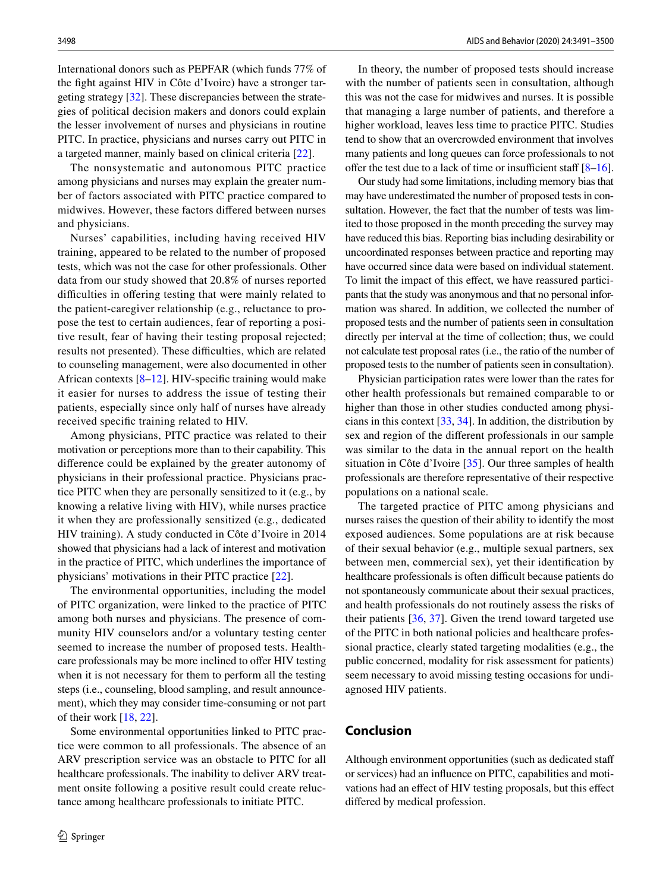International donors such as PEPFAR (which funds 77% of the fight against HIV in Côte d'Ivoire) have a stronger targeting strategy [32]. These discrepancies between the strategies of political decision makers and donors could explain the lesser involvement of nurses and physicians in routine PITC. In practice, physicians and nurses carry out PITC in a targeted manner, mainly based on clinical criteria [22].

The nonsystematic and autonomous PITC practice among physicians and nurses may explain the greater number of factors associated with PITC practice compared to midwives. However, these factors differed between nurses and physicians.

Nurses' capabilities, including having received HIV training, appeared to be related to the number of proposed tests, which was not the case for other professionals. Other data from our study showed that 20.8% of nurses reported difficulties in offering testing that were mainly related to the patient-caregiver relationship (e.g., reluctance to propose the test to certain audiences, fear of reporting a positive result, fear of having their testing proposal rejected; results not presented). These difficulties, which are related to counseling management, were also documented in other African contexts [8–12]. HIV-specific training would make it easier for nurses to address the issue of testing their patients, especially since only half of nurses have already received specific training related to HIV.

Among physicians, PITC practice was related to their motivation or perceptions more than to their capability. This difference could be explained by the greater autonomy of physicians in their professional practice. Physicians practice PITC when they are personally sensitized to it (e.g., by knowing a relative living with HIV), while nurses practice it when they are professionally sensitized (e.g., dedicated HIV training). A study conducted in Côte d'Ivoire in 2014 showed that physicians had a lack of interest and motivation in the practice of PITC, which underlines the importance of physicians' motivations in their PITC practice [22].

The environmental opportunities, including the model of PITC organization, were linked to the practice of PITC among both nurses and physicians. The presence of community HIV counselors and/or a voluntary testing center seemed to increase the number of proposed tests. Healthcare professionals may be more inclined to offer HIV testing when it is not necessary for them to perform all the testing steps (i.e., counseling, blood sampling, and result announcement), which they may consider time-consuming or not part of their work [18, 22].

Some environmental opportunities linked to PITC practice were common to all professionals. The absence of an ARV prescription service was an obstacle to PITC for all healthcare professionals. The inability to deliver ARV treatment onsite following a positive result could create reluctance among healthcare professionals to initiate PITC.

In theory, the number of proposed tests should increase with the number of patients seen in consultation, although this was not the case for midwives and nurses. It is possible that managing a large number of patients, and therefore a higher workload, leaves less time to practice PITC. Studies tend to show that an overcrowded environment that involves many patients and long queues can force professionals to not offer the test due to a lack of time or insufficient staff [8–16].

Our study had some limitations, including memory bias that may have underestimated the number of proposed tests in consultation. However, the fact that the number of tests was limited to those proposed in the month preceding the survey may have reduced this bias. Reporting bias including desirability or uncoordinated responses between practice and reporting may have occurred since data were based on individual statement. To limit the impact of this effect, we have reassured participants that the study was anonymous and that no personal information was shared. In addition, we collected the number of proposed tests and the number of patients seen in consultation directly per interval at the time of collection; thus, we could not calculate test proposal rates (i.e., the ratio of the number of proposed tests to the number of patients seen in consultation).

Physician participation rates were lower than the rates for other health professionals but remained comparable to or higher than those in other studies conducted among physicians in this context [33, 34]. In addition, the distribution by sex and region of the different professionals in our sample was similar to the data in the annual report on the health situation in Côte d'Ivoire [35]. Our three samples of health professionals are therefore representative of their respective populations on a national scale.

The targeted practice of PITC among physicians and nurses raises the question of their ability to identify the most exposed audiences. Some populations are at risk because of their sexual behavior (e.g., multiple sexual partners, sex between men, commercial sex), yet their identification by healthcare professionals is often difficult because patients do not spontaneously communicate about their sexual practices, and health professionals do not routinely assess the risks of their patients [36, 37]. Given the trend toward targeted use of the PITC in both national policies and healthcare professional practice, clearly stated targeting modalities (e.g., the public concerned, modality for risk assessment for patients) seem necessary to avoid missing testing occasions for undiagnosed HIV patients.

## Conclusion

Although environment opportunities (such as dedicated staff or services) had an influence on PITC, capabilities and motivations had an effect of HIV testing proposals, but this effect differed by medical profession.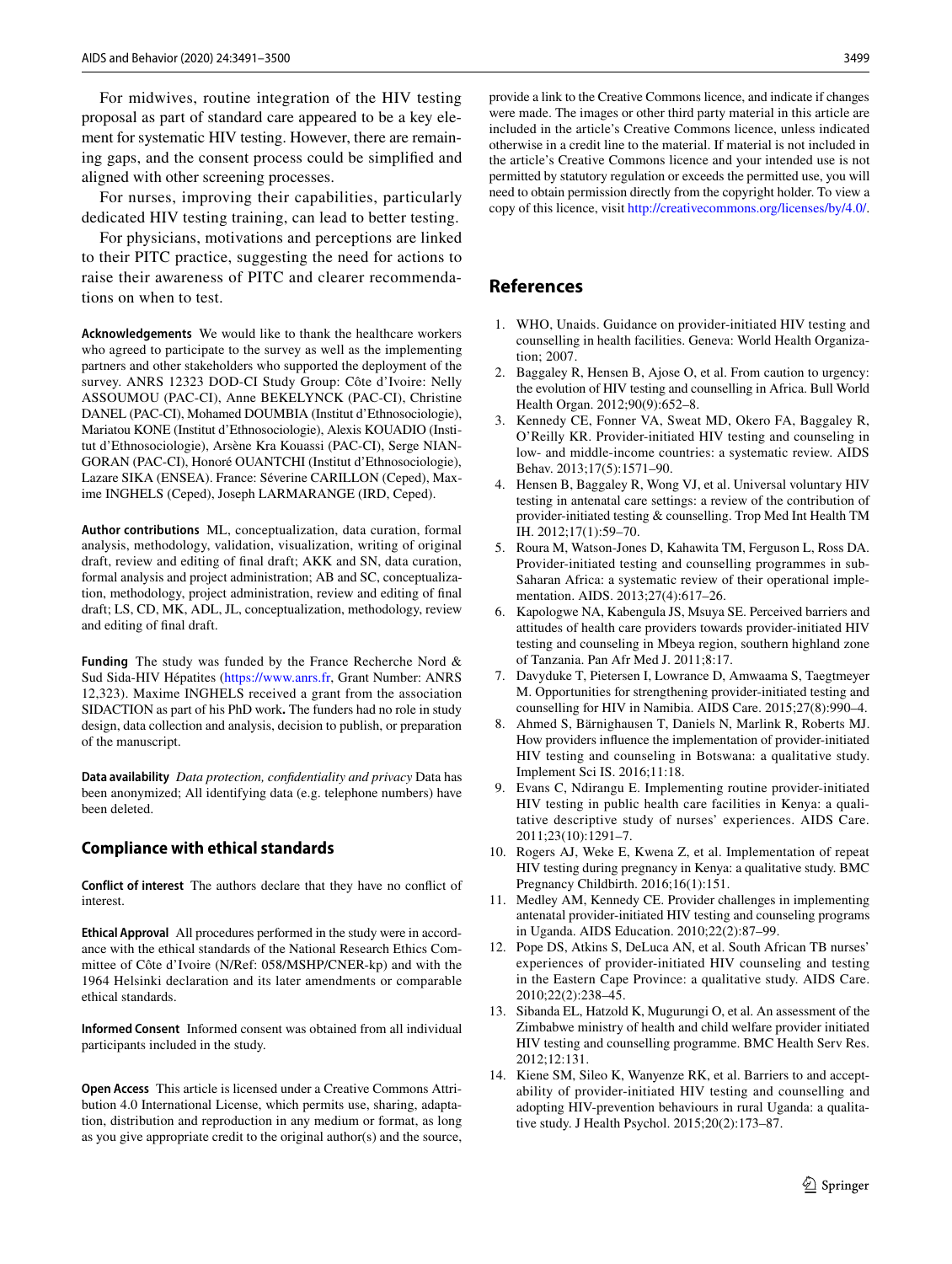For midwives, routine integration of the HIV testing proposal as part of standard care appeared to be a key element for systematic HIV testing. However, there are remaining gaps, and the consent process could be simplified and aligned with other screening processes.

For nurses, improving their capabilities, particularly dedicated HIV testing training, can lead to better testing.

For physicians, motivations and perceptions are linked to their PITC practice, suggesting the need for actions to raise their awareness of PITC and clearer recommendations on when to test.

**Acknowledgements** We would like to thank the healthcare workers who agreed to participate to the survey as well as the implementing partners and other stakeholders who supported the deployment of the survey. ANRS 12323 DOD-CI Study Group: Côte d'Ivoire: Nelly ASSOUMOU (PAC-CI), Anne BEKELYNCK (PAC-CI), Christine DANEL (PAC-CI), Mohamed DOUMBIA (Institut d'Ethnosociologie), Mariatou KONE (Institut d'Ethnosociologie), Alexis KOUADIO (Institut d'Ethnosociologie), Arsène Kra Kouassi (PAC-CI), Serge NIANGORAN (PAC-CI), Honoré OUANTCHI (Institut d'Ethnosociologie), Lazare SIKA (ENSEA). France: Séverine CARILLON (Ceped), Maxime INGHELS (Ceped), Joseph LARMARANGE (IRD, Ceped).

**Author contributions** ML, conceptualization, data curation, formal analysis, methodology, validation, visualization, writing of original draft, review and editing of final draft; AKK and SN, data curation, formal analysis and project administration; AB and SC, conceptualization, methodology, project administration, review and editing of final draft; LS, CD, MK, ADL, JL, conceptualization, methodology, review and editing of final draft.

**Funding** The study was funded by the France Recherche Nord & Sud Sida-HIV Hépatites (https://www.anrs.fr, Grant Number: ANRS 12,323). Maxime INGHELS received a grant from the association SIDACTION as part of his PhD work**.** The funders had no role in study design, data collection and analysis, decision to publish, or preparation of the manuscript.

**Data availability** *Data protection, confidentiality and privacy* Data has been anonymized; All identifying data (e.g. telephone numbers) have been deleted.

## Compliance with ethical standards

**Conflict of interest** The authors declare that they have no conflict of interest.

**Ethical Approval** All procedures performed in the study were in accordance with the ethical standards of the National Research Ethics Committee of Côte d'Ivoire (N/Ref: 058/MSHP/CNER-kp) and with the 1964 Helsinki declaration and its later amendments or comparable ethical standards.

**Informed Consent** Informed consent was obtained from all individual participants included in the study.

**Open Access** This article is licensed under a Creative Commons Attribution 4.0 International License, which permits use, sharing, adaptation, distribution and reproduction in any medium or format, as long as you give appropriate credit to the original author(s) and the source, provide a link to the Creative Commons licence, and indicate if changes were made. The images or other third party material in this article are included in the article's Creative Commons licence, unless indicated otherwise in a credit line to the material. If material is not included in the article's Creative Commons licence and your intended use is not permitted by statutory regulation or exceeds the permitted use, you will need to obtain permission directly from the copyright holder. To view a copy of this licence, visit http://creativecommons.org/licenses/by/4.0/.

## References

1. WHO, Unaids. Guidance on provider-initiated HIV testing and counselling in health facilities. Geneva: World Health Organization; 2007.
2. Baggaley R, Hensen B, Ajose O, et al. From caution to urgency: the evolution of HIV testing and counselling in Africa. Bull World Health Organ. 2012;90(9):652–8.
3. Kennedy CE, Fonner VA, Sweat MD, Okero FA, Baggaley R, O'Reilly KR. Provider-initiated HIV testing and counseling in low- and middle-income countries: a systematic review. AIDS Behav. 2013;17(5):1571–90.
4. Hensen B, Baggaley R, Wong VJ, et al. Universal voluntary HIV testing in antenatal care settings: a review of the contribution of provider-initiated testing & counselling. Trop Med Int Health TM IH. 2012;17(1):59–70.
5. Roura M, Watson-Jones D, Kahawita TM, Ferguson L, Ross DA. Provider-initiated testing and counselling programmes in sub-Saharan Africa: a systematic review of their operational implementation. AIDS. 2013;27(4):617–26.
6. Kapologwe NA, Kabengula JS, Msuya SE. Perceived barriers and attitudes of health care providers towards provider-initiated HIV testing and counseling in Mbeya region, southern highland zone of Tanzania. Pan Afr Med J. 2011;8:17.
7. Davyduke T, Pietersen I, Lowrance D, Amwaama S, Taegtmeyer M. Opportunities for strengthening provider-initiated testing and counselling for HIV in Namibia. AIDS Care. 2015;27(8):990–4.
8. Ahmed S, Bärnighausen T, Daniels N, Marlink R, Roberts MJ. How providers influence the implementation of provider-initiated HIV testing and counseling in Botswana: a qualitative study. Implement Sci IS. 2016;11:18.
9. Evans C, Ndirangu E. Implementing routine provider-initiated HIV testing in public health care facilities in Kenya: a qualitative descriptive study of nurses' experiences. AIDS Care. 2011;23(10):1291–7.
10. Rogers AJ, Weke E, Kwena Z, et al. Implementation of repeat HIV testing during pregnancy in Kenya: a qualitative study. BMC Pregnancy Childbirth. 2016;16(1):151.
11. Medley AM, Kennedy CE. Provider challenges in implementing antenatal provider-initiated HIV testing and counseling programs in Uganda. AIDS Education. 2010;22(2):87–99.
12. Pope DS, Atkins S, DeLuca AN, et al. South African TB nurses' experiences of provider-initiated HIV counseling and testing in the Eastern Cape Province: a qualitative study. AIDS Care. 2010;22(2):238–45.
13. Sibanda EL, Hatzold K, Mugurungi O, et al. An assessment of the Zimbabwe ministry of health and child welfare provider initiated HIV testing and counselling programme. BMC Health Serv Res. 2012;12:131.
14. Kiene SM, Sileo K, Wanyenze RK, et al. Barriers to and acceptability of provider-initiated HIV testing and counselling and adopting HIV-prevention behaviours in rural Uganda: a qualitative study. J Health Psychol. 2015;20(2):173–87.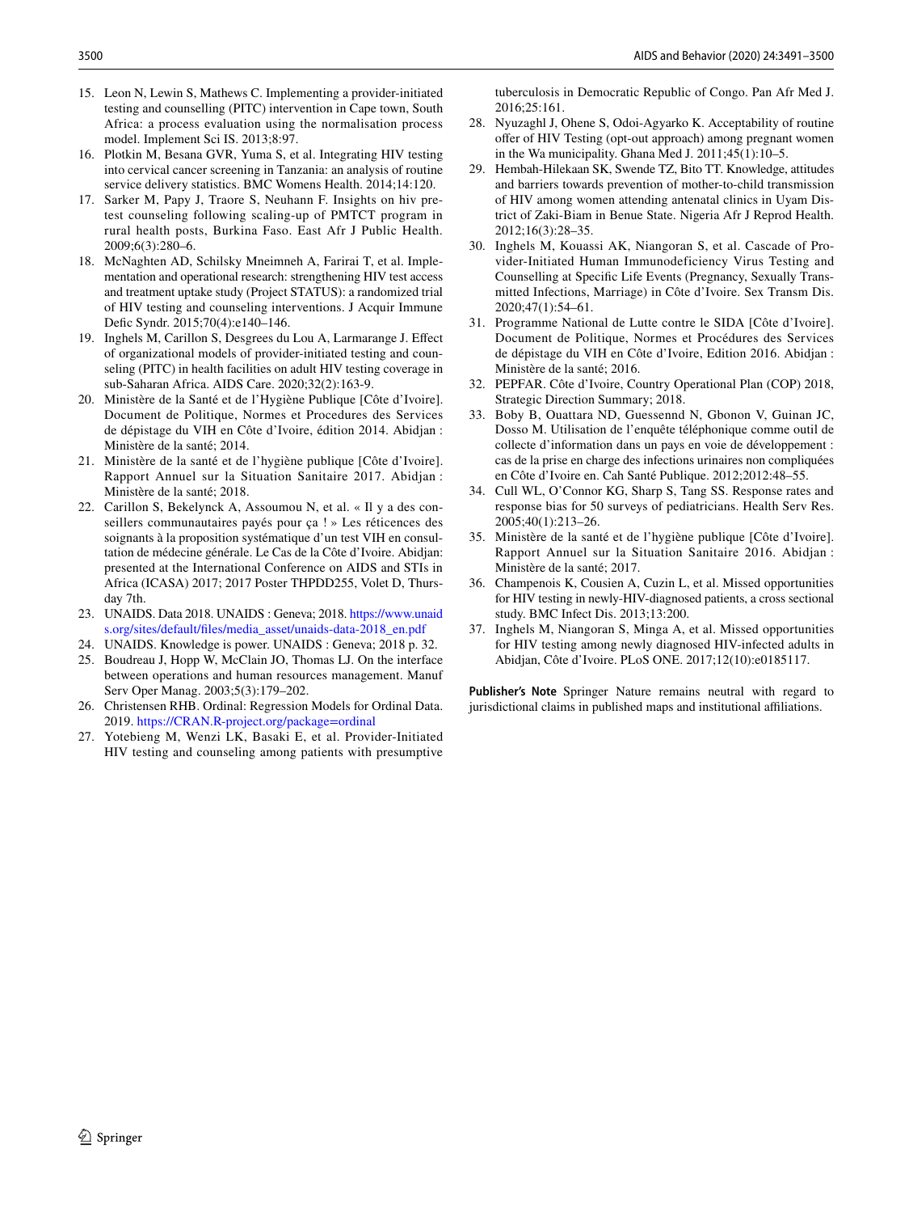15. Leon N, Lewin S, Mathews C. Implementing a provider-initiated testing and counselling (PITC) intervention in Cape town, South Africa: a process evaluation using the normalisation process model. Implement Sci IS. 2013;8:97.
16. Plotkin M, Besana GVR, Yuma S, et al. Integrating HIV testing into cervical cancer screening in Tanzania: an analysis of routine service delivery statistics. BMC Womens Health. 2014;14:120.
17. Sarker M, Papy J, Traore S, Neuhann F. Insights on hiv pre-test counseling following scaling-up of PMTCT program in rural health posts, Burkina Faso. East Afr J Public Health. 2009;6(3):280–6.
18. McNaghten AD, Schilsky Mneimneh A, Farirai T, et al. Implementation and operational research: strengthening HIV test access and treatment uptake study (Project STATUS): a randomized trial of HIV testing and counseling interventions. J Acquir Immune Defic Syndr. 2015;70(4):e140–146.
19. Inghels M, Carillon S, Desgrees du Lou A, Larmarange J. Effect of organizational models of provider-initiated testing and counseling (PITC) in health facilities on adult HIV testing coverage in sub-Saharan Africa. AIDS Care. 2020;32(2):163-9.
20. Ministère de la Santé et de l'Hygiène Publique [Côte d'Ivoire]. Document de Politique, Normes et Procedures des Services de dépistage du VIH en Côte d'Ivoire, édition 2014. Abidjan : Ministère de la santé; 2014.
21. Ministère de la santé et de l'hygiène publique [Côte d'Ivoire]. Rapport Annuel sur la Situation Sanitaire 2017. Abidjan : Ministère de la santé; 2018.
22. Carillon S, Bekelynck A, Assoumou N, et al. « Il y a des conseillers communautaires payés pour ça ! » Les réticences des soignants à la proposition systématique d'un test VIH en consultation de médecine générale. Le Cas de la Côte d'Ivoire. Abidjan: presented at the International Conference on AIDS and STIs in Africa (ICASA) 2017; 2017 Poster THPDD255, Volet D, Thursday 7th.
23. UNAIDS. Data 2018. UNAIDS : Geneva; 2018. https://www.unaids.org/sites/default/files/media_asset/unaids-data-2018_en.pdf
24. UNAIDS. Knowledge is power. UNAIDS : Geneva; 2018 p. 32.
25. Boudreau J, Hopp W, McClain JO, Thomas LJ. On the interface between operations and human resources management. Manuf Serv Oper Manag. 2003;5(3):179–202.
26. Christensen RHB. Ordinal: Regression Models for Ordinal Data. 2019. https://CRAN.R-project.org/package=ordinal
27. Yotebieng M, Wenzi LK, Basaki E, et al. Provider-Initiated HIV testing and counseling among patients with presumptive tuberculosis in Democratic Republic of Congo. Pan Afr Med J. 2016;25:161.
28. Nyuzaghl J, Ohene S, Odoi-Agyarko K. Acceptability of routine offer of HIV Testing (opt-out approach) among pregnant women in the Wa municipality. Ghana Med J. 2011;45(1):10–5.
29. Hembah-Hilekaan SK, Swende TZ, Bito TT. Knowledge, attitudes and barriers towards prevention of mother-to-child transmission of HIV among women attending antenatal clinics in Uyam District of Zaki-Biam in Benue State. Nigeria Afr J Reprod Health. 2012;16(3):28–35.
30. Inghels M, Kouassi AK, Niangoran S, et al. Cascade of Provider-Initiated Human Immunodeficiency Virus Testing and Counselling at Specific Life Events (Pregnancy, Sexually Transmitted Infections, Marriage) in Côte d'Ivoire. Sex Transm Dis. 2020;47(1):54–61.
31. Programme National de Lutte contre le SIDA [Côte d'Ivoire]. Document de Politique, Normes et Procédures des Services de dépistage du VIH en Côte d'Ivoire, Edition 2016. Abidjan : Ministère de la santé; 2016.
32. PEPFAR. Côte d'Ivoire, Country Operational Plan (COP) 2018, Strategic Direction Summary; 2018.
33. Boby B, Ouattara ND, Guessennd N, Gbonon V, Guinan JC, Dosso M. Utilisation de l'enquête téléphonique comme outil de collecte d'information dans un pays en voie de développement : cas de la prise en charge des infections urinaires non compliquées en Côte d'Ivoire en. Cah Santé Publique. 2012;2012:48–55.
34. Cull WL, O'Connor KG, Sharp S, Tang SS. Response rates and response bias for 50 surveys of pediatricians. Health Serv Res. 2005;40(1):213–26.
35. Ministère de la santé et de l'hygiène publique [Côte d'Ivoire]. Rapport Annuel sur la Situation Sanitaire 2016. Abidjan : Ministère de la santé; 2017.
36. Champenois K, Cousien A, Cuzin L, et al. Missed opportunities for HIV testing in newly-HIV-diagnosed patients, a cross sectional study. BMC Infect Dis. 2013;13:200.
37. Inghels M, Niangoran S, Minga A, et al. Missed opportunities for HIV testing among newly diagnosed HIV-infected adults in Abidjan, Côte d'Ivoire. PLoS ONE. 2017;12(10):e0185117.

**Publisher's Note** Springer Nature remains neutral with regard to jurisdictional claims in published maps and institutional affiliations.